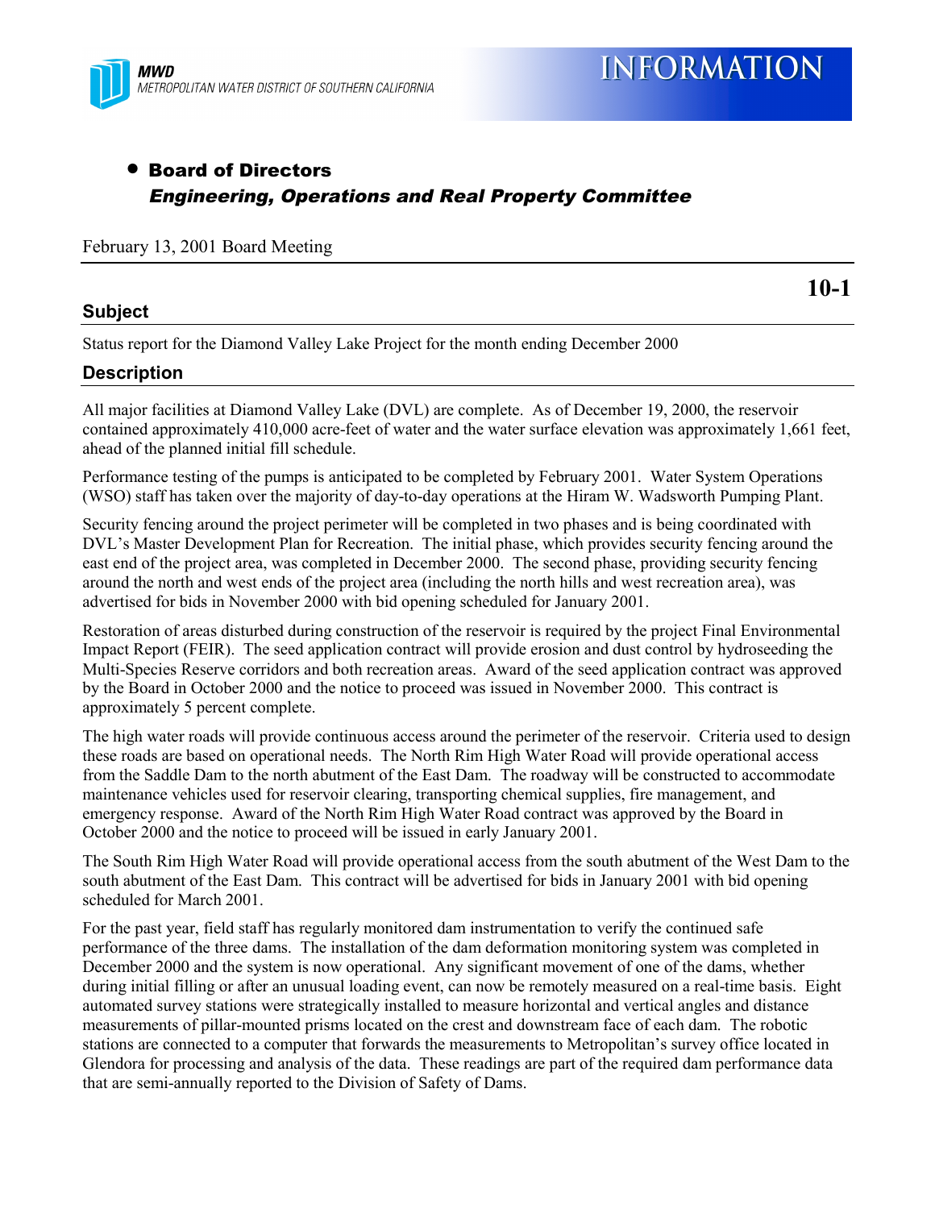MWD
METROPOLITAN WATER DISTRICT OF SOUTHERN CALIFORNIA

# INFORMATION

- **Board of Directors**
  ***Engineering, Operations and Real Property Committee***

February 13, 2001 Board Meeting

**10-1**

## Subject

Status report for the Diamond Valley Lake Project for the month ending December 2000

## Description

All major facilities at Diamond Valley Lake (DVL) are complete. As of December 19, 2000, the reservoir contained approximately 410,000 acre-feet of water and the water surface elevation was approximately 1,661 feet, ahead of the planned initial fill schedule.

Performance testing of the pumps is anticipated to be completed by February 2001. Water System Operations (WSO) staff has taken over the majority of day-to-day operations at the Hiram W. Wadsworth Pumping Plant.

Security fencing around the project perimeter will be completed in two phases and is being coordinated with DVL's Master Development Plan for Recreation. The initial phase, which provides security fencing around the east end of the project area, was completed in December 2000. The second phase, providing security fencing around the north and west ends of the project area (including the north hills and west recreation area), was advertised for bids in November 2000 with bid opening scheduled for January 2001.

Restoration of areas disturbed during construction of the reservoir is required by the project Final Environmental Impact Report (FEIR). The seed application contract will provide erosion and dust control by hydroseeding the Multi-Species Reserve corridors and both recreation areas. Award of the seed application contract was approved by the Board in October 2000 and the notice to proceed was issued in November 2000. This contract is approximately 5 percent complete.

The high water roads will provide continuous access around the perimeter of the reservoir. Criteria used to design these roads are based on operational needs. The North Rim High Water Road will provide operational access from the Saddle Dam to the north abutment of the East Dam. The roadway will be constructed to accommodate maintenance vehicles used for reservoir clearing, transporting chemical supplies, fire management, and emergency response. Award of the North Rim High Water Road contract was approved by the Board in October 2000 and the notice to proceed will be issued in early January 2001.

The South Rim High Water Road will provide operational access from the south abutment of the West Dam to the south abutment of the East Dam. This contract will be advertised for bids in January 2001 with bid opening scheduled for March 2001.

For the past year, field staff has regularly monitored dam instrumentation to verify the continued safe performance of the three dams. The installation of the dam deformation monitoring system was completed in December 2000 and the system is now operational. Any significant movement of one of the dams, whether during initial filling or after an unusual loading event, can now be remotely measured on a real-time basis. Eight automated survey stations were strategically installed to measure horizontal and vertical angles and distance measurements of pillar-mounted prisms located on the crest and downstream face of each dam. The robotic stations are connected to a computer that forwards the measurements to Metropolitan's survey office located in Glendora for processing and analysis of the data. These readings are part of the required dam performance data that are semi-annually reported to the Division of Safety of Dams.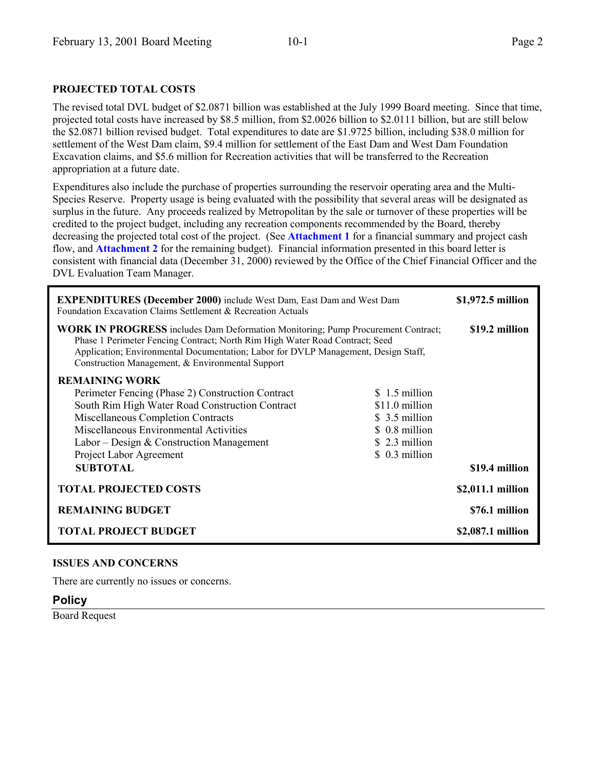## PROJECTED TOTAL COSTS

The revised total DVL budget of $2.0871 billion was established at the July 1999 Board meeting. Since that time, projected total costs have increased by $8.5 million, from $2.0026 billion to $2.0111 billion, but are still below the $2.0871 billion revised budget. Total expenditures to date are $1.9725 billion, including $38.0 million for settlement of the West Dam claim, $9.4 million for settlement of the East Dam and West Dam Foundation Excavation claims, and $5.6 million for Recreation activities that will be transferred to the Recreation appropriation at a future date.

Expenditures also include the purchase of properties surrounding the reservoir operating area and the Multi-Species Reserve. Property usage is being evaluated with the possibility that several areas will be designated as surplus in the future. Any proceeds realized by Metropolitan by the sale or turnover of these properties will be credited to the project budget, including any recreation components recommended by the Board, thereby decreasing the projected total cost of the project. (See **Attachment 1** for a financial summary and project cash flow, and **Attachment 2** for the remaining budget). Financial information presented in this board letter is consistent with financial data (December 31, 2000) reviewed by the Office of the Chief Financial Officer and the DVL Evaluation Team Manager.

| | | |
|---|---|---|
| **EXPENDITURES (December 2000)** include West Dam, East Dam and West Dam Foundation Excavation Claims Settlement & Recreation Actuals | | **$1,972.5 million** |
| **WORK IN PROGRESS** includes Dam Deformation Monitoring; Pump Procurement Contract; Phase 1 Perimeter Fencing Contract; North Rim High Water Road Contract; Seed Application; Environmental Documentation; Labor for DVLP Management, Design Staff, Construction Management, & Environmental Support | | **$19.2 million** |
| **REMAINING WORK** | | |
| Perimeter Fencing (Phase 2) Construction Contract | $ 1.5 million | |
| South Rim High Water Road Construction Contract | $11.0 million | |
| Miscellaneous Completion Contracts | $ 3.5 million | |
| Miscellaneous Environmental Activities | $ 0.8 million | |
| Labor – Design & Construction Management | $ 2.3 million | |
| Project Labor Agreement | $ 0.3 million | |
| **SUBTOTAL** | | **$19.4 million** |
| **TOTAL PROJECTED COSTS** | | **$2,011.1 million** |
| **REMAINING BUDGET** | | **$76.1 million** |
| **TOTAL PROJECT BUDGET** | | **$2,087.1 million** |

## ISSUES AND CONCERNS

There are currently no issues or concerns.

## Policy

Board Request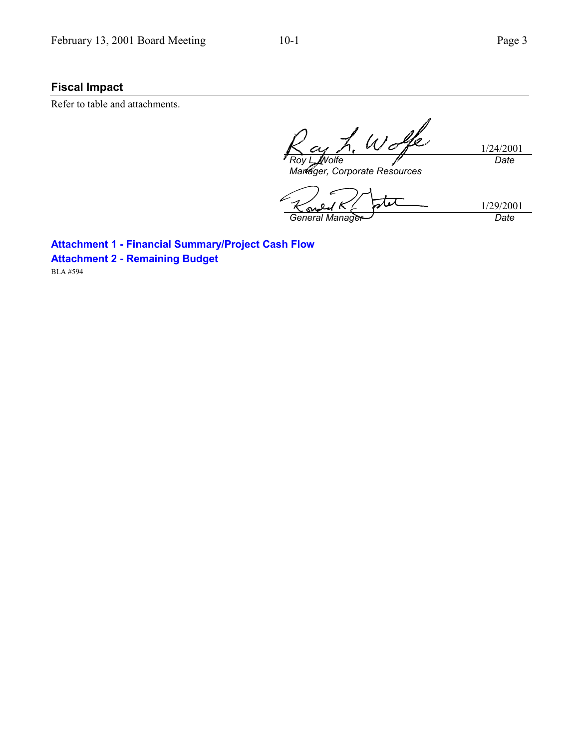## Fiscal Impact

Refer to table and attachments.

| | |
|---|---|
| *Roy L. Wolfe* | 1/24/2001 |
| *Manager, Corporate Resources* | *Date* |

| | |
|---|---|
| *General Manager* | 1/29/2001 |
| | *Date* |

**Attachment 1 - Financial Summary/Project Cash Flow**

**Attachment 2 - Remaining Budget**

BLA #594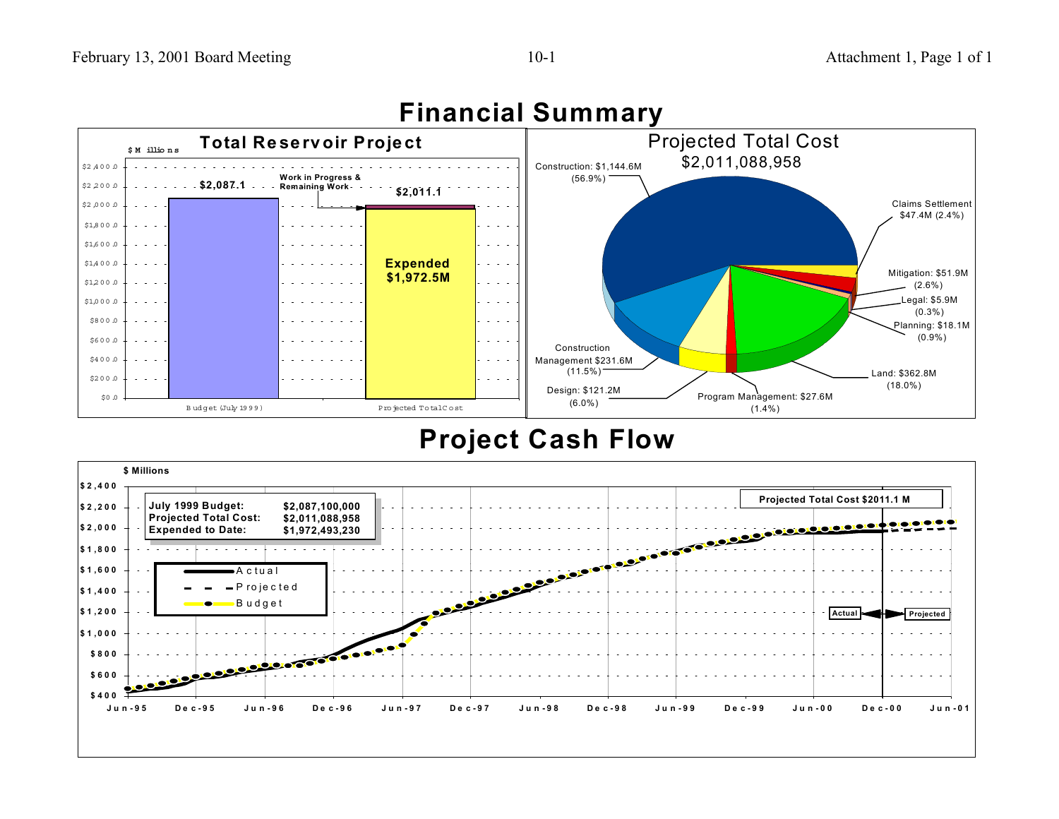# Financial Summary

## Total Reservoir Project

$ Millions

| | Budget (July 1999) | Projected Total Cost |
|---|---|---|
| Total | $2,087.1 | $2,011.1 |
| Expended | | $1,972.5M |
| Work in Progress & Remaining Work | | (included in $2,011.1) |

## Projected Total Cost
## $2,011,088,958

| Category | Amount | Percent |
|---|---|---|
| Construction | $1,144.6M | 56.9% |
| Claims Settlement | $47.4M | 2.4% |
| Mitigation | $51.9M | 2.6% |
| Legal | $5.9M | 0.3% |
| Planning | $18.1M | 0.9% |
| Land | $362.8M | 18.0% |
| Program Management | $27.6M | 1.4% |
| Design | $121.2M | 6.0% |
| Construction Management | $231.6M | 11.5% |

# Project Cash Flow

$ Millions

| | |
|---|---|
| **July 1999 Budget:** | **$2,087,100,000** |
| **Projected Total Cost:** | **$2,011,088,958** |
| **Expended to Date:** | **$1,972,493,230** |

Legend: Actual, Projected, Budget

**Projected Total Cost $2011.1 M**

Actual ◄ ► Projected

Jun-95 | Dec-95 | Jun-96 | Dec-96 | Jun-97 | Dec-97 | Jun-98 | Dec-98 | Jun-99 | Dec-99 | Jun-00 | Dec-00 | Jun-01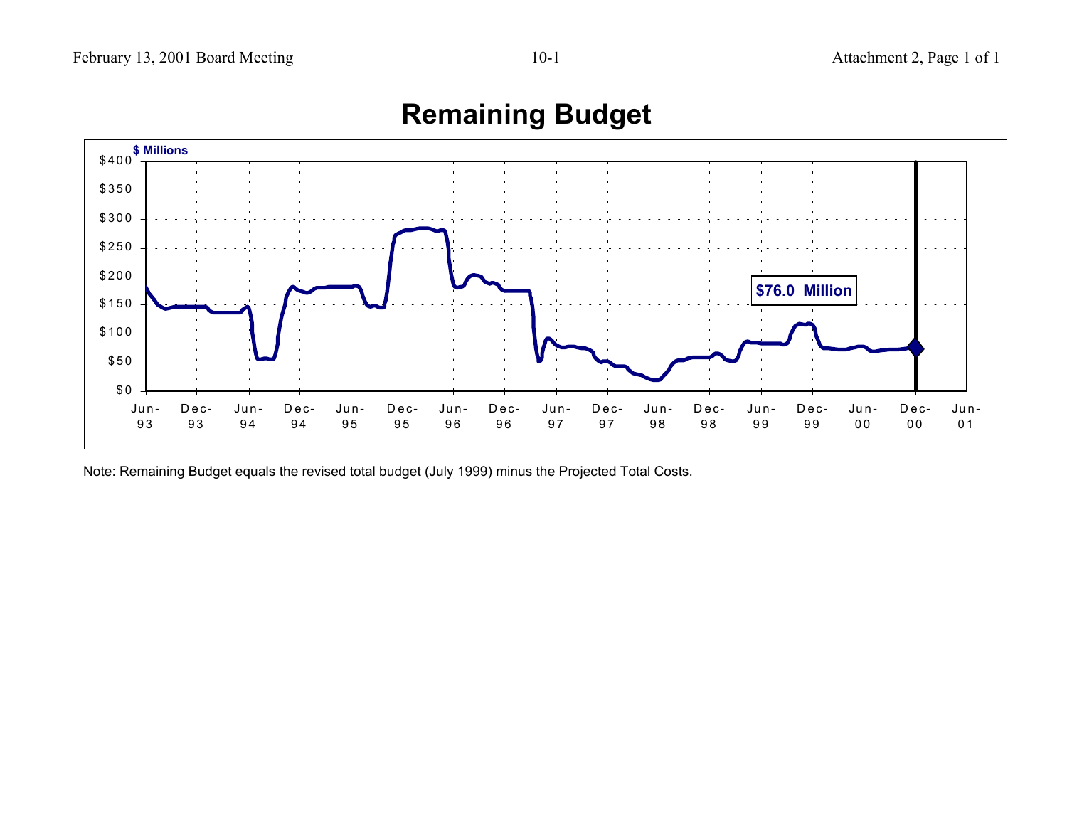# Remaining Budget

$ Millions

$400
$350
$300
$250
$200
$150
$100
$50
$0

Jun-93
Dec-93
Jun-94
Dec-94
Jun-95
Dec-95
Jun-96
Dec-96
Jun-97
Dec-97
Jun-98
Dec-98
Jun-99
Dec-99
Jun-00
Dec-00
Jun-01

$76.0 Million

Note: Remaining Budget equals the revised total budget (July 1999) minus the Projected Total Costs.